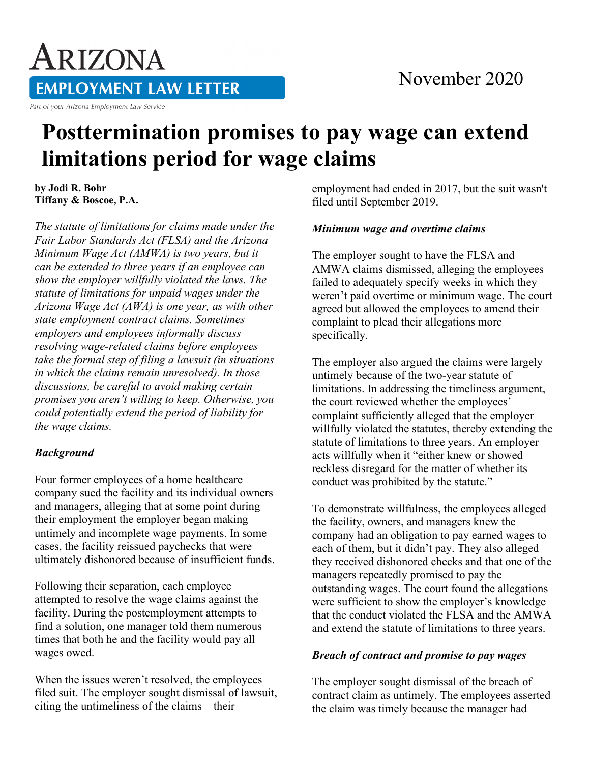# Arizona Employment Law Letter

Part of your Arizona Employment Law Service

November 2020

# Posttermination promises to pay wage can extend limitations period for wage claims

**by Jodi R. Bohr**
**Tiffany & Boscoe, P.A.**

*The statute of limitations for claims made under the Fair Labor Standards Act (FLSA) and the Arizona Minimum Wage Act (AMWA) is two years, but it can be extended to three years if an employee can show the employer willfully violated the laws. The statute of limitations for unpaid wages under the Arizona Wage Act (AWA) is one year, as with other state employment contract claims. Sometimes employers and employees informally discuss resolving wage-related claims before employees take the formal step of filing a lawsuit (in situations in which the claims remain unresolved). In those discussions, be careful to avoid making certain promises you aren't willing to keep. Otherwise, you could potentially extend the period of liability for the wage claims.*

### *Background*

Four former employees of a home healthcare company sued the facility and its individual owners and managers, alleging that at some point during their employment the employer began making untimely and incomplete wage payments. In some cases, the facility reissued paychecks that were ultimately dishonored because of insufficient funds.

Following their separation, each employee attempted to resolve the wage claims against the facility. During the postemployment attempts to find a solution, one manager told them numerous times that both he and the facility would pay all wages owed.

When the issues weren't resolved, the employees filed suit. The employer sought dismissal of lawsuit, citing the untimeliness of the claims—their employment had ended in 2017, but the suit wasn't filed until September 2019.

### *Minimum wage and overtime claims*

The employer sought to have the FLSA and AMWA claims dismissed, alleging the employees failed to adequately specify weeks in which they weren't paid overtime or minimum wage. The court agreed but allowed the employees to amend their complaint to plead their allegations more specifically.

The employer also argued the claims were largely untimely because of the two-year statute of limitations. In addressing the timeliness argument, the court reviewed whether the employees' complaint sufficiently alleged that the employer willfully violated the statutes, thereby extending the statute of limitations to three years. An employer acts willfully when it "either knew or showed reckless disregard for the matter of whether its conduct was prohibited by the statute."

To demonstrate willfulness, the employees alleged the facility, owners, and managers knew the company had an obligation to pay earned wages to each of them, but it didn't pay. They also alleged they received dishonored checks and that one of the managers repeatedly promised to pay the outstanding wages. The court found the allegations were sufficient to show the employer's knowledge that the conduct violated the FLSA and the AMWA and extend the statute of limitations to three years.

### *Breach of contract and promise to pay wages*

The employer sought dismissal of the breach of contract claim as untimely. The employees asserted the claim was timely because the manager had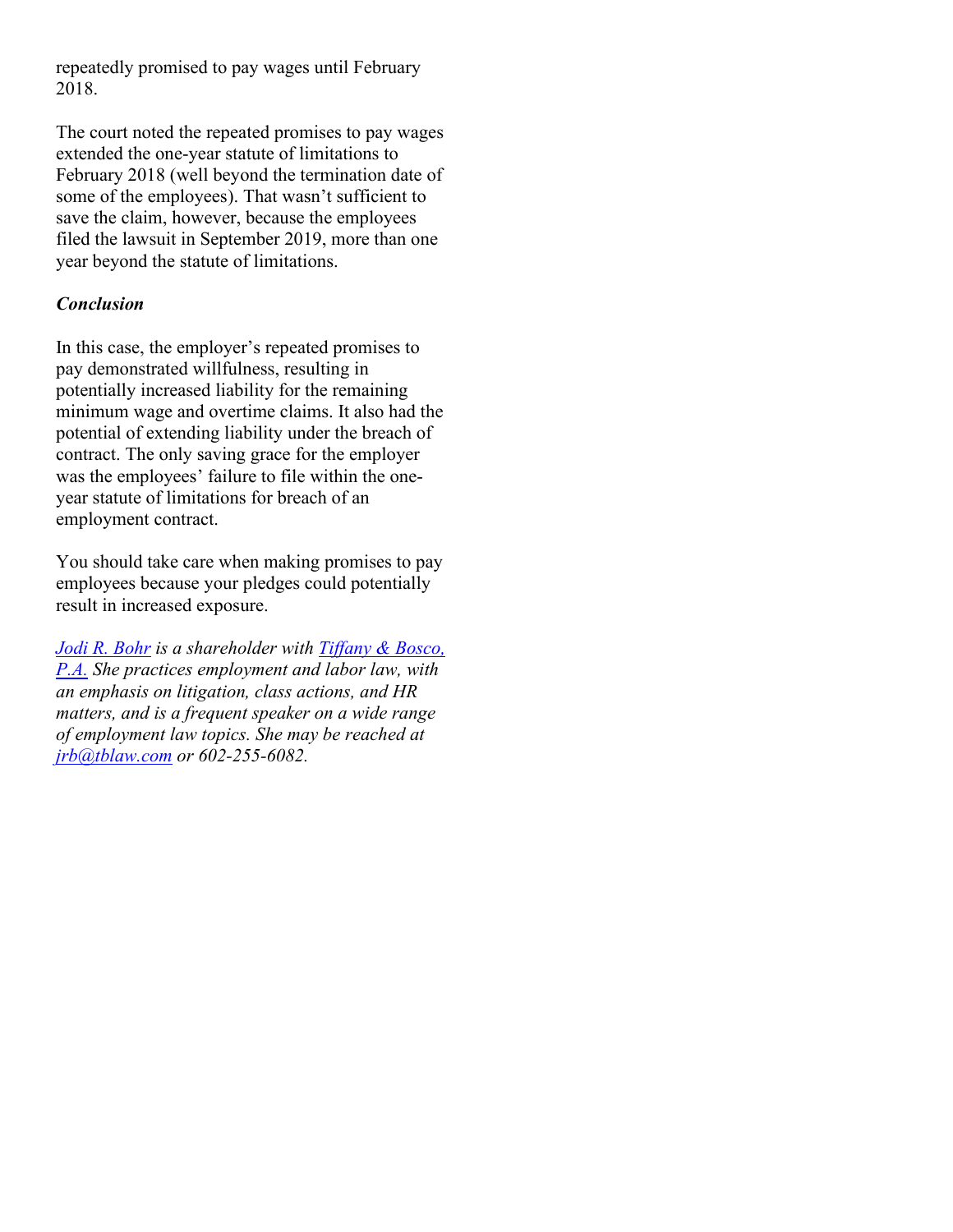repeatedly promised to pay wages until February 2018.

The court noted the repeated promises to pay wages extended the one-year statute of limitations to February 2018 (well beyond the termination date of some of the employees). That wasn't sufficient to save the claim, however, because the employees filed the lawsuit in September 2019, more than one year beyond the statute of limitations.

***Conclusion***

In this case, the employer's repeated promises to pay demonstrated willfulness, resulting in potentially increased liability for the remaining minimum wage and overtime claims. It also had the potential of extending liability under the breach of contract. The only saving grace for the employer was the employees' failure to file within the one-year statute of limitations for breach of an employment contract.

You should take care when making promises to pay employees because your pledges could potentially result in increased exposure.

*Jodi R. Bohr is a shareholder with Tiffany & Bosco, P.A. She practices employment and labor law, with an emphasis on litigation, class actions, and HR matters, and is a frequent speaker on a wide range of employment law topics. She may be reached at jrb@tblaw.com or 602-255-6082.*